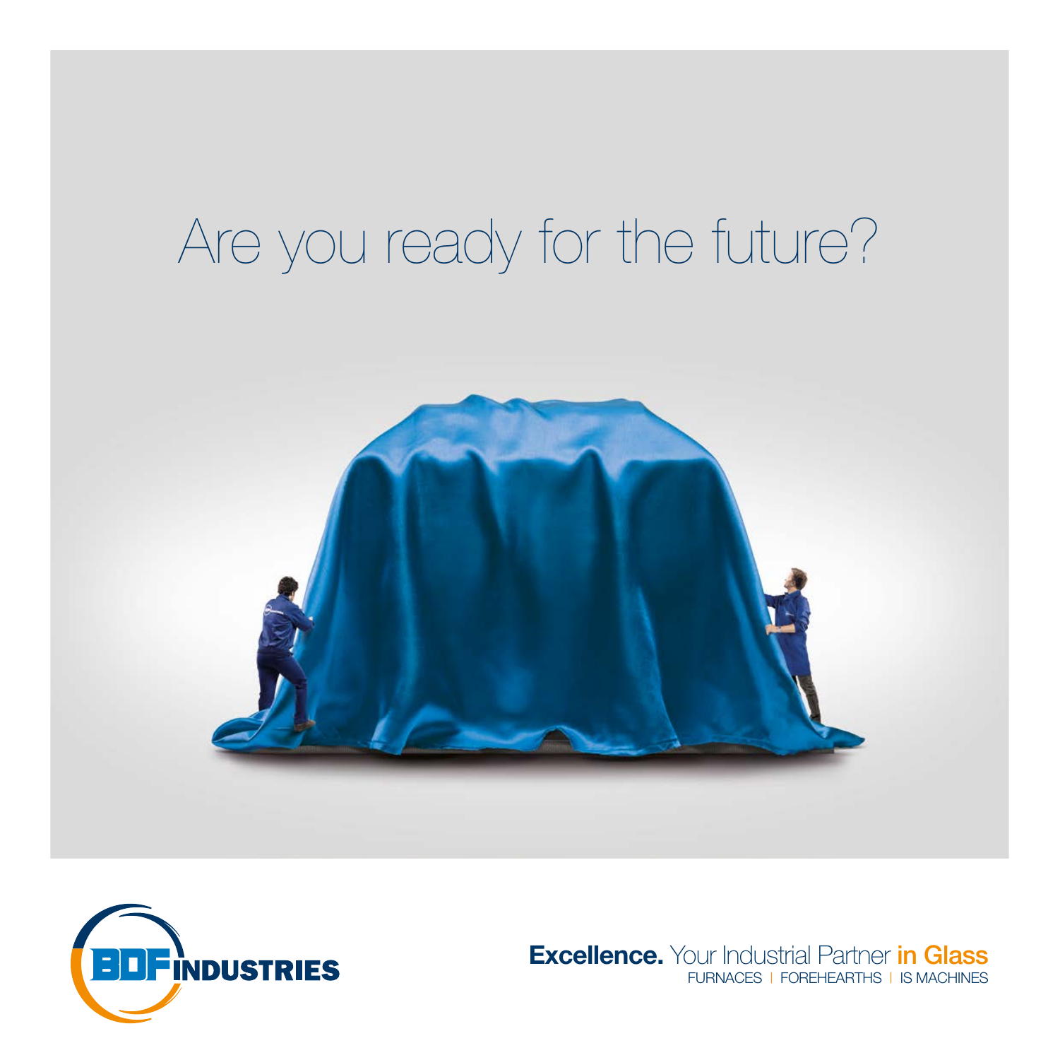# Are you ready for the future?

BDF INDUSTRIES

**Excellence.** Your Industrial Partner **in Glass**
FURNACES | FOREHEARTHS | IS MACHINES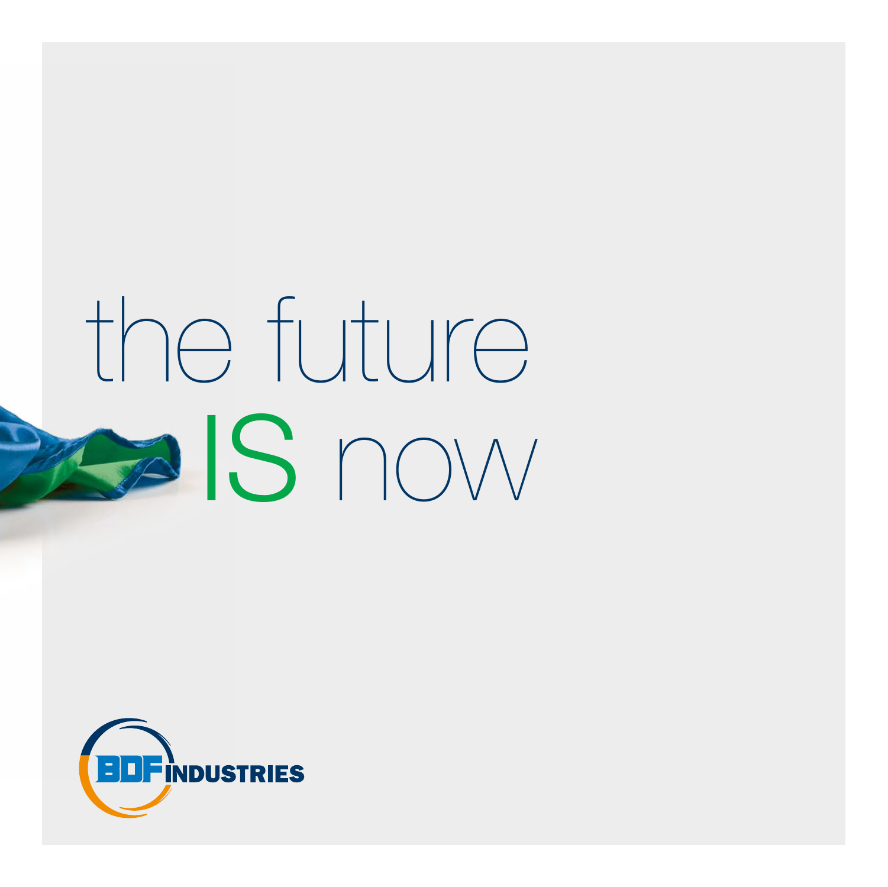# the future IS now

BDF INDUSTRIES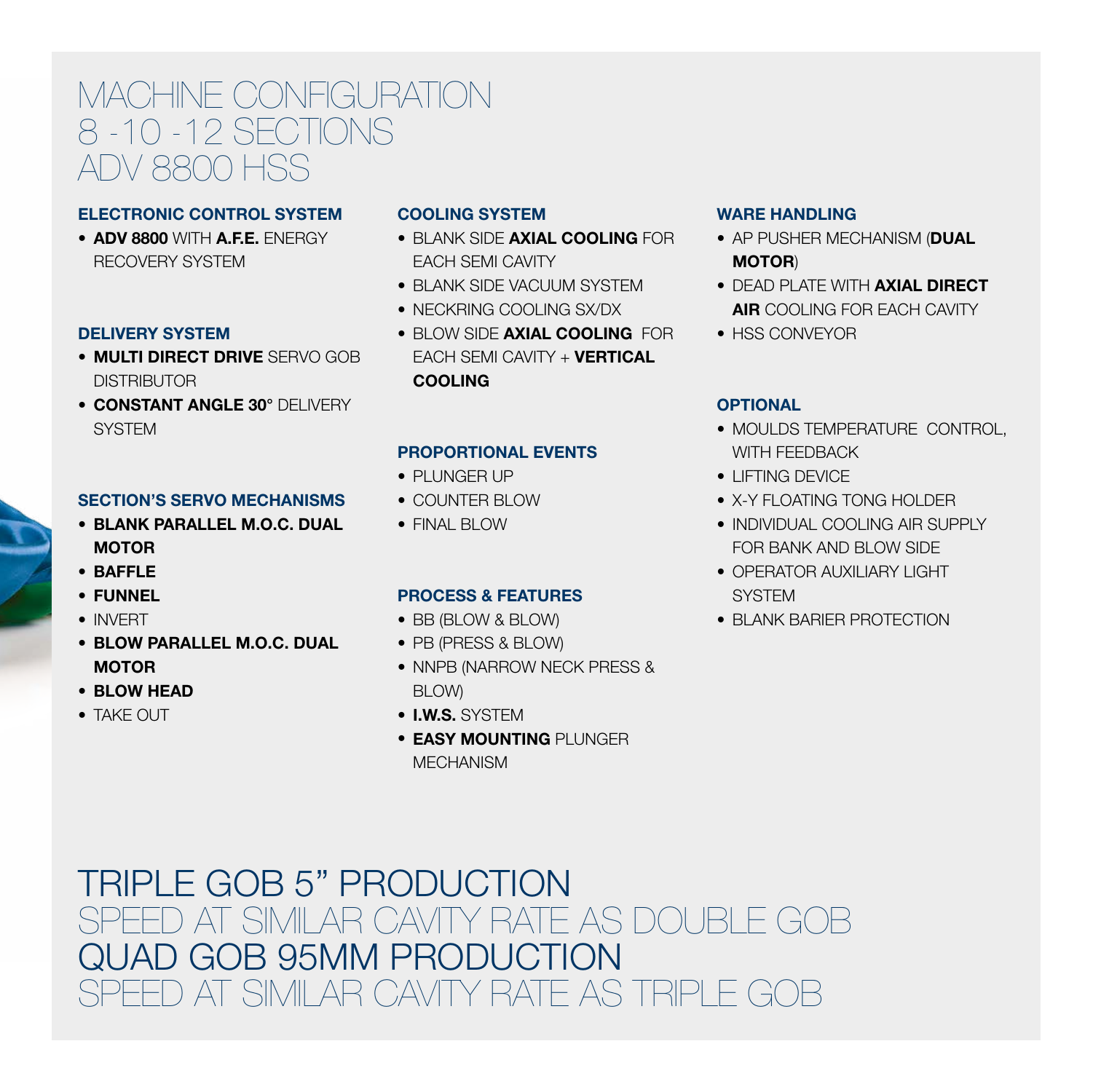# MACHINE CONFIGURATION
# 8 -10 -12 SECTIONS
# ADV 8800 HSS

### ELECTRONIC CONTROL SYSTEM

- **ADV 8800** WITH **A.F.E.** ENERGY RECOVERY SYSTEM

### DELIVERY SYSTEM

- **MULTI DIRECT DRIVE** SERVO GOB DISTRIBUTOR
- **CONSTANT ANGLE 30°** DELIVERY SYSTEM

### SECTION'S SERVO MECHANISMS

- **BLANK PARALLEL M.O.C. DUAL MOTOR**
- **BAFFLE**
- **FUNNEL**
- INVERT
- **BLOW PARALLEL M.O.C. DUAL MOTOR**
- **BLOW HEAD**
- TAKE OUT

### COOLING SYSTEM

- BLANK SIDE **AXIAL COOLING** FOR EACH SEMI CAVITY
- BLANK SIDE VACUUM SYSTEM
- NECKRING COOLING SX/DX
- BLOW SIDE **AXIAL COOLING** FOR EACH SEMI CAVITY + **VERTICAL COOLING**

### PROPORTIONAL EVENTS

- PLUNGER UP
- COUNTER BLOW
- FINAL BLOW

### PROCESS & FEATURES

- BB (BLOW & BLOW)
- PB (PRESS & BLOW)
- NNPB (NARROW NECK PRESS & BLOW)
- **I.W.S.** SYSTEM
- **EASY MOUNTING** PLUNGER MECHANISM

### WARE HANDLING

- AP PUSHER MECHANISM (**DUAL MOTOR**)
- DEAD PLATE WITH **AXIAL DIRECT AIR** COOLING FOR EACH CAVITY
- HSS CONVEYOR

### OPTIONAL

- MOULDS TEMPERATURE CONTROL, WITH FEEDBACK
- LIFTING DEVICE
- X-Y FLOATING TONG HOLDER
- INDIVIDUAL COOLING AIR SUPPLY FOR BANK AND BLOW SIDE
- OPERATOR AUXILIARY LIGHT SYSTEM
- BLANK BARIER PROTECTION

## TRIPLE GOB 5" PRODUCTION
SPEED AT SIMILAR CAVITY RATE AS DOUBLE GOB

## QUAD GOB 95MM PRODUCTION
SPEED AT SIMILAR CAVITY RATE AS TRIPLE GOB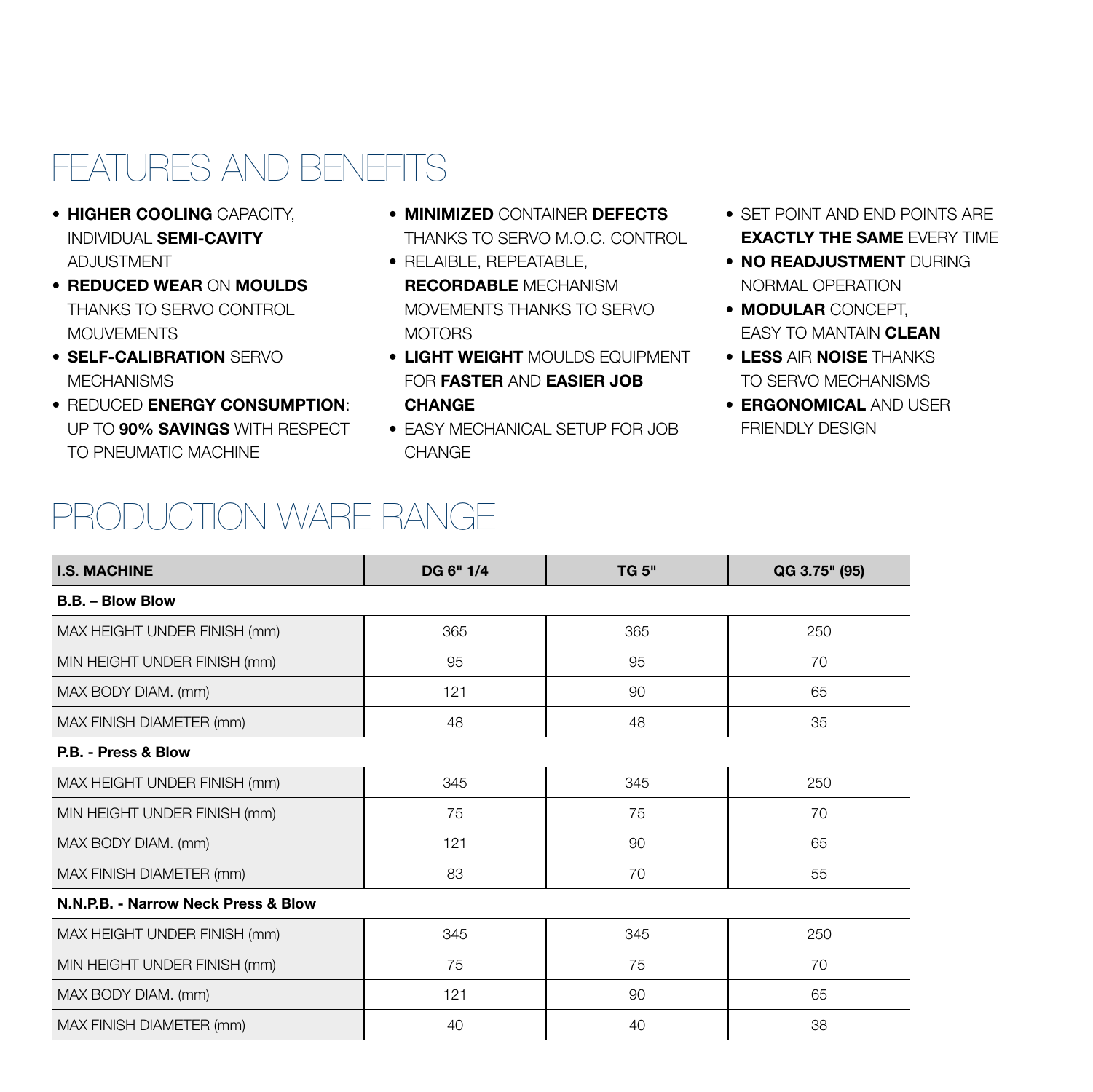# FEATURES AND BENEFITS

- **HIGHER COOLING** CAPACITY, INDIVIDUAL **SEMI-CAVITY** ADJUSTMENT
- **REDUCED WEAR** ON **MOULDS** THANKS TO SERVO CONTROL MOUVEMENTS
- **SELF-CALIBRATION** SERVO MECHANISMS
- REDUCED **ENERGY CONSUMPTION**: UP TO **90% SAVINGS** WITH RESPECT TO PNEUMATIC MACHINE
- **MINIMIZED** CONTAINER **DEFECTS** THANKS TO SERVO M.O.C. CONTROL
- RELAIBLE, REPEATABLE, **RECORDABLE** MECHANISM MOVEMENTS THANKS TO SERVO MOTORS
- **LIGHT WEIGHT** MOULDS EQUIPMENT FOR **FASTER** AND **EASIER JOB CHANGE**
- EASY MECHANICAL SETUP FOR JOB CHANGE
- SET POINT AND END POINTS ARE **EXACTLY THE SAME** EVERY TIME
- **NO READJUSTMENT** DURING NORMAL OPERATION
- **MODULAR** CONCEPT, EASY TO MANTAIN **CLEAN**
- **LESS** AIR **NOISE** THANKS TO SERVO MECHANISMS
- **ERGONOMICAL** AND USER FRIENDLY DESIGN

# PRODUCTION WARE RANGE

| I.S. MACHINE | DG 6" 1/4 | TG 5" | QG 3.75" (95) |
|---|---|---|---|
| **B.B. – Blow Blow** | | | |
| MAX HEIGHT UNDER FINISH (mm) | 365 | 365 | 250 |
| MIN HEIGHT UNDER FINISH (mm) | 95 | 95 | 70 |
| MAX BODY DIAM. (mm) | 121 | 90 | 65 |
| MAX FINISH DIAMETER (mm) | 48 | 48 | 35 |
| **P.B. - Press & Blow** | | | |
| MAX HEIGHT UNDER FINISH (mm) | 345 | 345 | 250 |
| MIN HEIGHT UNDER FINISH (mm) | 75 | 75 | 70 |
| MAX BODY DIAM. (mm) | 121 | 90 | 65 |
| MAX FINISH DIAMETER (mm) | 83 | 70 | 55 |
| **N.N.P.B. - Narrow Neck Press & Blow** | | | |
| MAX HEIGHT UNDER FINISH (mm) | 345 | 345 | 250 |
| MIN HEIGHT UNDER FINISH (mm) | 75 | 75 | 70 |
| MAX BODY DIAM. (mm) | 121 | 90 | 65 |
| MAX FINISH DIAMETER (mm) | 40 | 40 | 38 |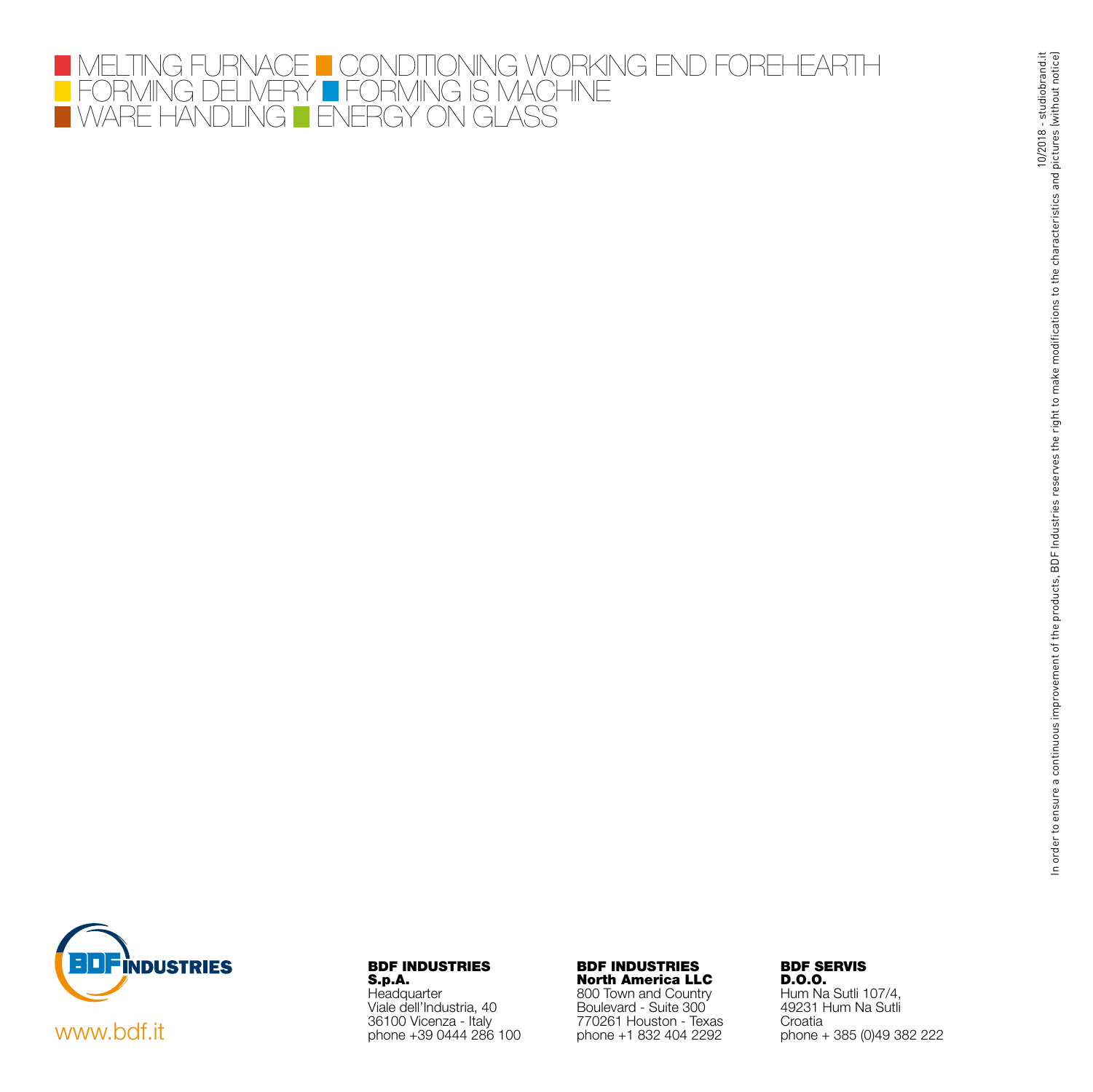MELTING FURNACE CONDITIONING WORKING END FOREHEARTH
FORMING DELIVERY FORMING IS MACHINE
WARE HANDLING ENERGY ON GLASS

10/2018 - studiobrand.it
In order to ensure a continuous improvement of the products, BDF Industries reserves the right to make modifications to the characteristics and pictures (without notice)

BDF INDUSTRIES

www.bdf.it

**BDF INDUSTRIES S.p.A.**
Headquarter
Viale dell'Industria, 40
36100 Vicenza - Italy
phone +39 0444 286 100

**BDF INDUSTRIES North America LLC**
800 Town and Country
Boulevard - Suite 300
770261 Houston - Texas
phone +1 832 404 2292

**BDF SERVIS D.O.O.**
Hum Na Sutli 107/4,
49231 Hum Na Sutli
Croatia
phone + 385 (0)49 382 222